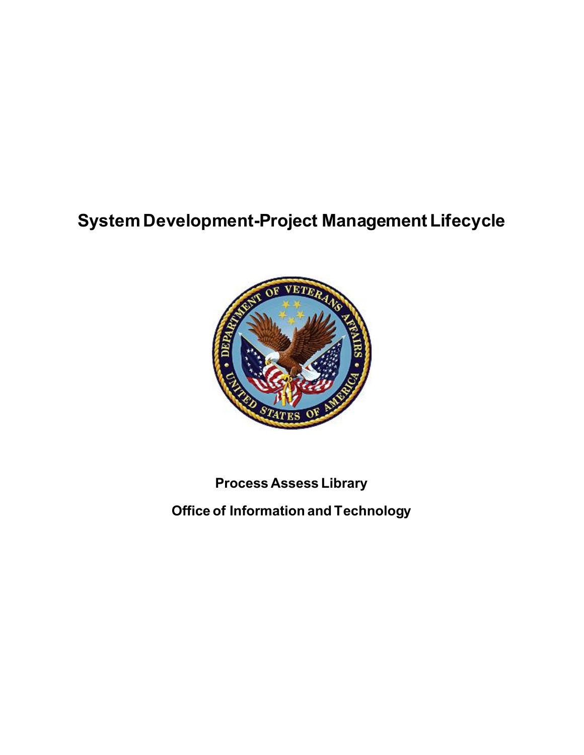# System Development-Project Management Lifecycle

**Process Assess Library**

**Office of Information and Technology**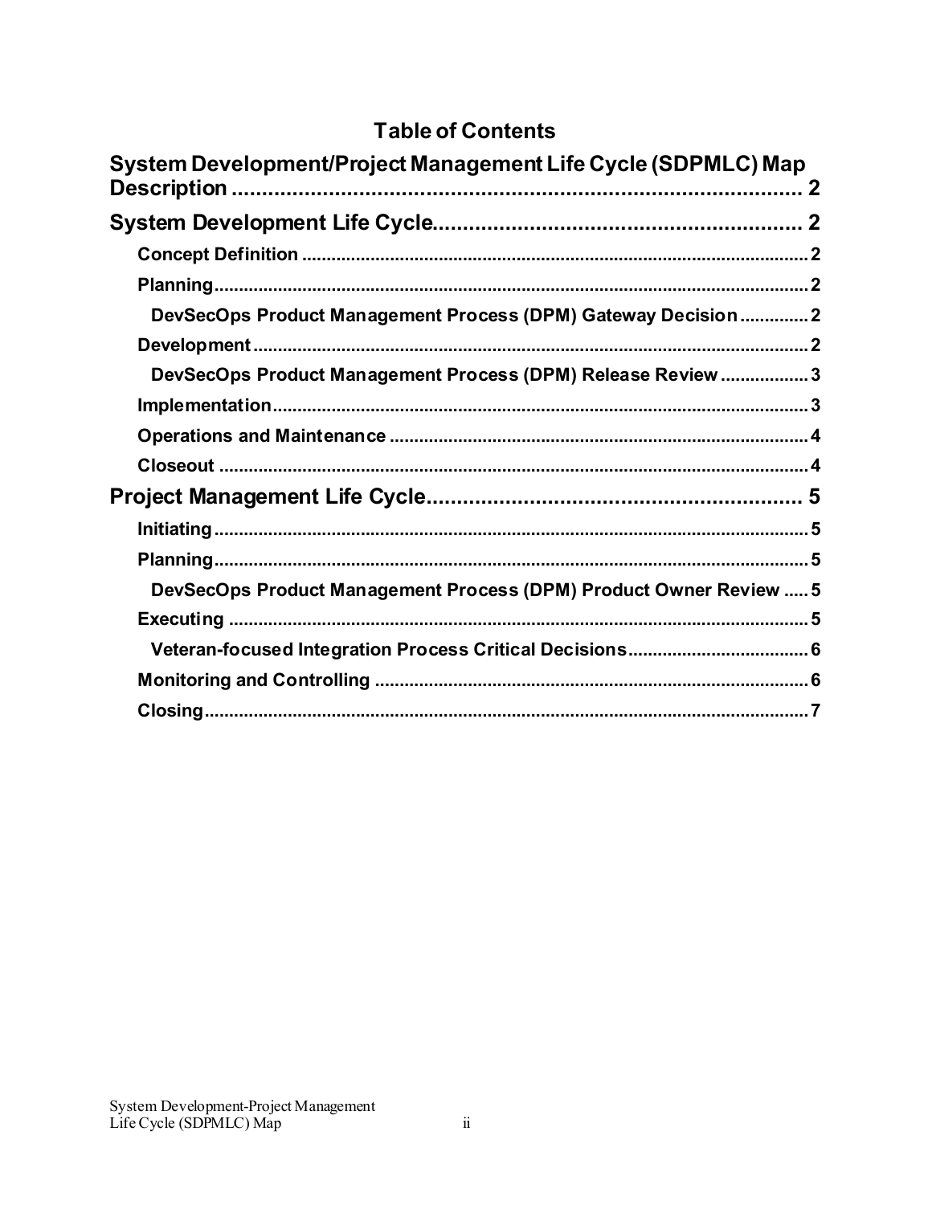# Table of Contents

**System Development/Project Management Life Cycle (SDPMLC) Map Description** ..... 2

**System Development Life Cycle** ..... 2

- Concept Definition ..... 2
- Planning ..... 2
  - DevSecOps Product Management Process (DPM) Gateway Decision ..... 2
- Development ..... 2
  - DevSecOps Product Management Process (DPM) Release Review ..... 3
- Implementation ..... 3
- Operations and Maintenance ..... 4
- Closeout ..... 4

**Project Management Life Cycle** ..... 5

- Initiating ..... 5
- Planning ..... 5
  - DevSecOps Product Management Process (DPM) Product Owner Review ..... 5
- Executing ..... 5
  - Veteran-focused Integration Process Critical Decisions ..... 6
- Monitoring and Controlling ..... 6
- Closing ..... 7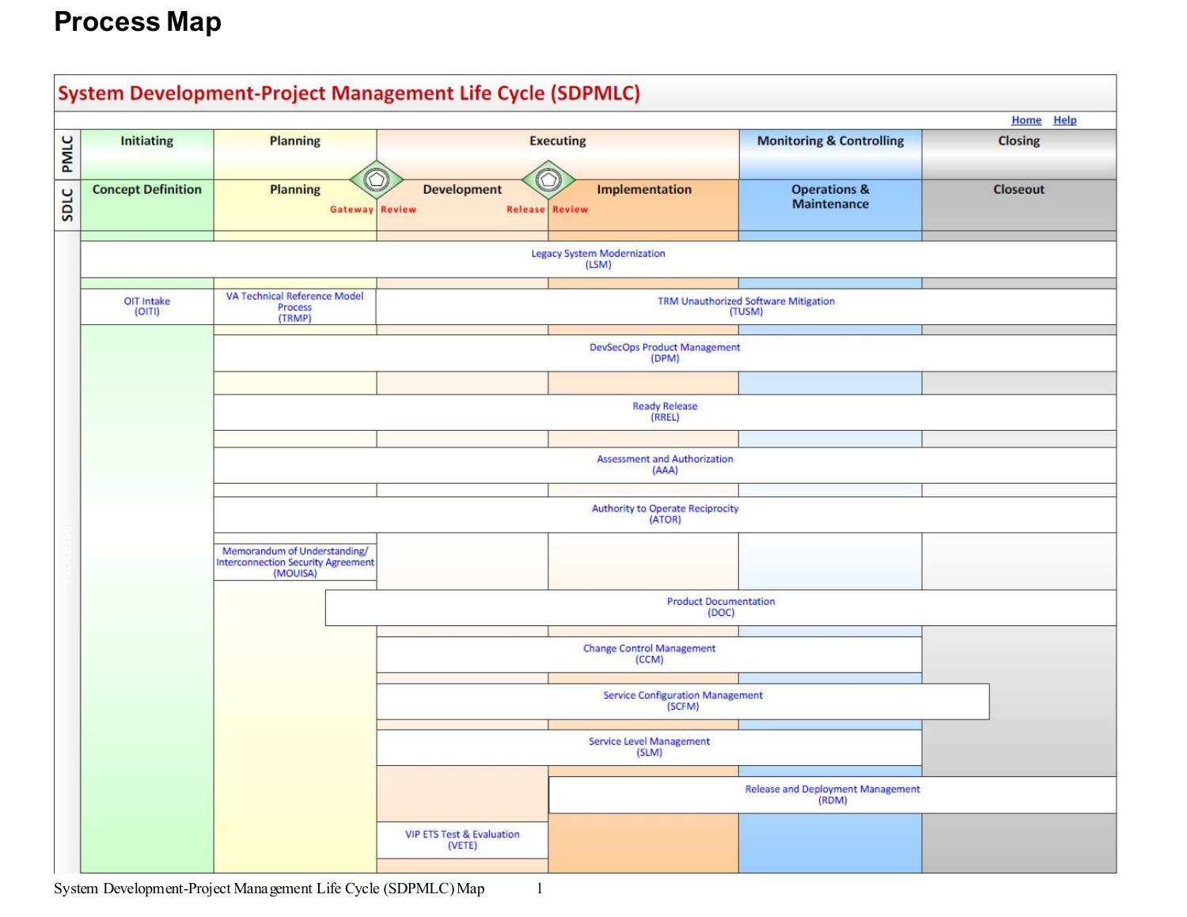# Process Map

## System Development-Project Management Life Cycle (SDPMLC)

Home Help

| PMLC | Initiating | Planning | Executing | | Monitoring & Controlling | Closing |
|---|---|---|---|---|---|---|
| SDLC | Concept Definition | Planning | Development | Implementation | Operations & Maintenance | Closeout |

Gateway Review — Release Review

- Legacy System Modernization (LSM)
- OIT Intake (OITI)
- VA Technical Reference Model Process (TRMP)
- TRM Unauthorized Software Mitigation (TUSM)
- DevSecOps Product Management (DPM)
- Ready Release (RREL)
- Assessment and Authorization (AAA)
- Authority to Operate Reciprocity (ATOR)
- Memorandum of Understanding/ Interconnection Security Agreement (MOUISA)
- Product Documentation (DOC)
- Change Control Management (CCM)
- Service Configuration Management (SCFM)
- Service Level Management (SLM)
- Release and Deployment Management (RDM)
- VIP ETS Test & Evaluation (VETE)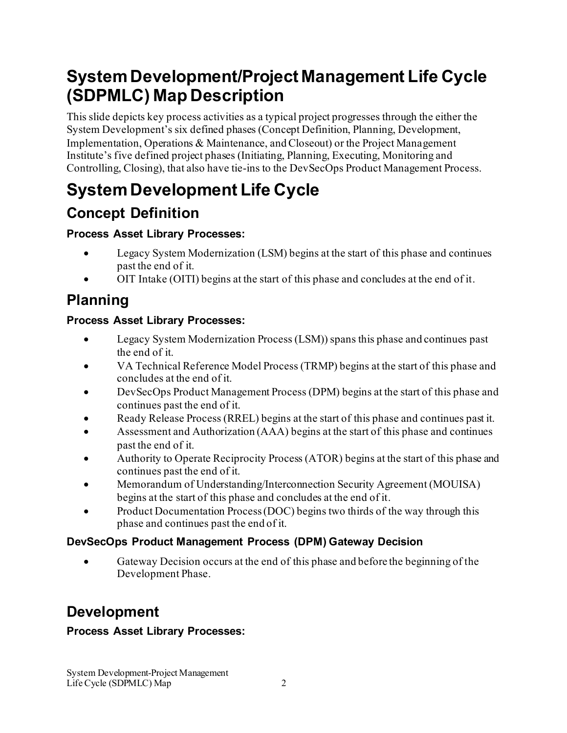# System Development/Project Management Life Cycle (SDPMLC) Map Description

This slide depicts key process activities as a typical project progresses through the either the System Development's six defined phases (Concept Definition, Planning, Development, Implementation, Operations & Maintenance, and Closeout) or the Project Management Institute's five defined project phases (Initiating, Planning, Executing, Monitoring and Controlling, Closing), that also have tie-ins to the DevSecOps Product Management Process.

# System Development Life Cycle

## Concept Definition

**Process Asset Library Processes:**

- Legacy System Modernization (LSM) begins at the start of this phase and continues past the end of it.
- OIT Intake (OITI) begins at the start of this phase and concludes at the end of it.

## Planning

**Process Asset Library Processes:**

- Legacy System Modernization Process (LSM)) spans this phase and continues past the end of it.
- VA Technical Reference Model Process (TRMP) begins at the start of this phase and concludes at the end of it.
- DevSecOps Product Management Process (DPM) begins at the start of this phase and continues past the end of it.
- Ready Release Process (RREL) begins at the start of this phase and continues past it.
- Assessment and Authorization (AAA) begins at the start of this phase and continues past the end of it.
- Authority to Operate Reciprocity Process (ATOR) begins at the start of this phase and continues past the end of it.
- Memorandum of Understanding/Interconnection Security Agreement (MOUISA) begins at the start of this phase and concludes at the end of it.
- Product Documentation Process (DOC) begins two thirds of the way through this phase and continues past the end of it.

**DevSecOps Product Management Process (DPM) Gateway Decision**

- Gateway Decision occurs at the end of this phase and before the beginning of the Development Phase.

## Development

**Process Asset Library Processes:**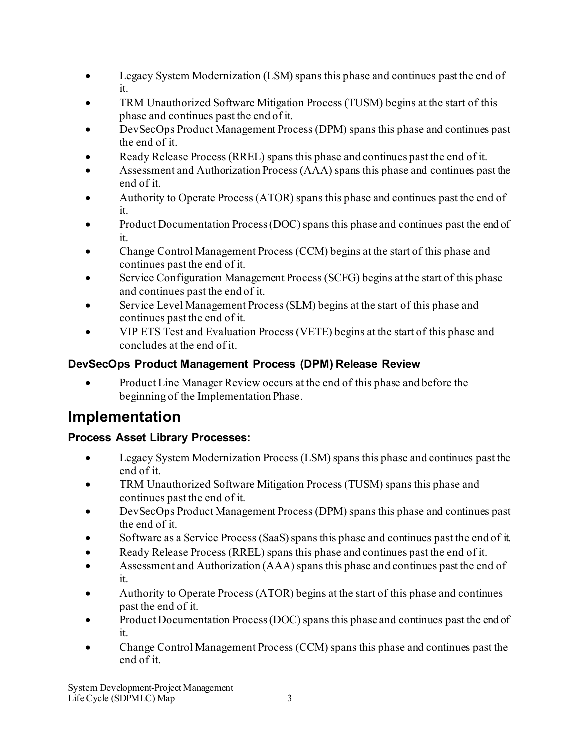- Legacy System Modernization (LSM) spans this phase and continues past the end of it.
- TRM Unauthorized Software Mitigation Process (TUSM) begins at the start of this phase and continues past the end of it.
- DevSecOps Product Management Process (DPM) spans this phase and continues past the end of it.
- Ready Release Process (RREL) spans this phase and continues past the end of it.
- Assessment and Authorization Process (AAA) spans this phase and continues past the end of it.
- Authority to Operate Process (ATOR) spans this phase and continues past the end of it.
- Product Documentation Process (DOC) spans this phase and continues past the end of it.
- Change Control Management Process (CCM) begins at the start of this phase and continues past the end of it.
- Service Configuration Management Process (SCFG) begins at the start of this phase and continues past the end of it.
- Service Level Management Process (SLM) begins at the start of this phase and continues past the end of it.
- VIP ETS Test and Evaluation Process (VETE) begins at the start of this phase and concludes at the end of it.

### DevSecOps Product Management Process (DPM) Release Review

- Product Line Manager Review occurs at the end of this phase and before the beginning of the Implementation Phase.

## Implementation

### Process Asset Library Processes:

- Legacy System Modernization Process (LSM) spans this phase and continues past the end of it.
- TRM Unauthorized Software Mitigation Process (TUSM) spans this phase and continues past the end of it.
- DevSecOps Product Management Process (DPM) spans this phase and continues past the end of it.
- Software as a Service Process (SaaS) spans this phase and continues past the end of it.
- Ready Release Process (RREL) spans this phase and continues past the end of it.
- Assessment and Authorization (AAA) spans this phase and continues past the end of it.
- Authority to Operate Process (ATOR) begins at the start of this phase and continues past the end of it.
- Product Documentation Process (DOC) spans this phase and continues past the end of it.
- Change Control Management Process (CCM) spans this phase and continues past the end of it.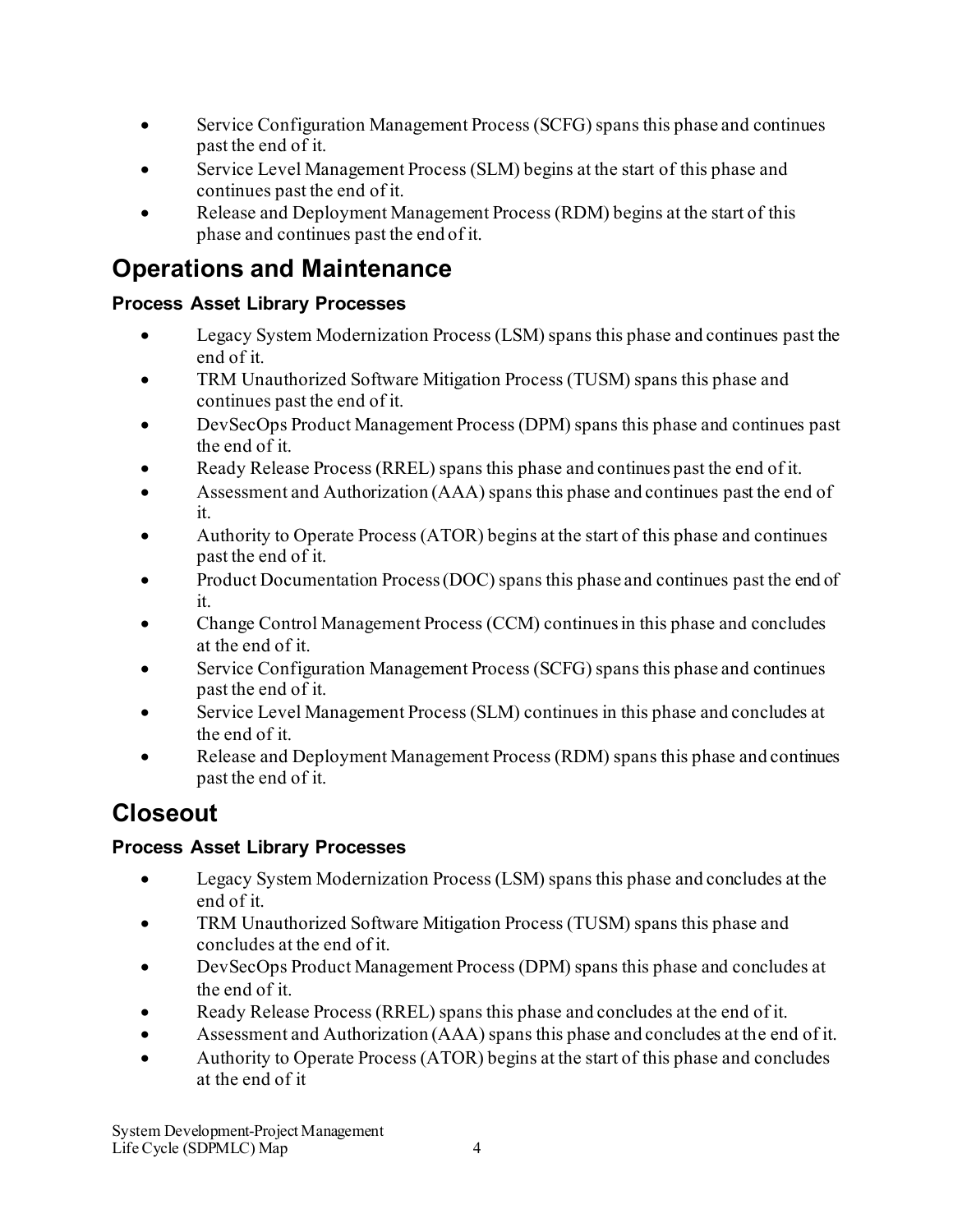- Service Configuration Management Process (SCFG) spans this phase and continues past the end of it.
- Service Level Management Process (SLM) begins at the start of this phase and continues past the end of it.
- Release and Deployment Management Process (RDM) begins at the start of this phase and continues past the end of it.

## Operations and Maintenance

### Process Asset Library Processes

- Legacy System Modernization Process (LSM) spans this phase and continues past the end of it.
- TRM Unauthorized Software Mitigation Process (TUSM) spans this phase and continues past the end of it.
- DevSecOps Product Management Process (DPM) spans this phase and continues past the end of it.
- Ready Release Process (RREL) spans this phase and continues past the end of it.
- Assessment and Authorization (AAA) spans this phase and continues past the end of it.
- Authority to Operate Process (ATOR) begins at the start of this phase and continues past the end of it.
- Product Documentation Process (DOC) spans this phase and continues past the end of it.
- Change Control Management Process (CCM) continues in this phase and concludes at the end of it.
- Service Configuration Management Process (SCFG) spans this phase and continues past the end of it.
- Service Level Management Process (SLM) continues in this phase and concludes at the end of it.
- Release and Deployment Management Process (RDM) spans this phase and continues past the end of it.

## Closeout

### Process Asset Library Processes

- Legacy System Modernization Process (LSM) spans this phase and concludes at the end of it.
- TRM Unauthorized Software Mitigation Process (TUSM) spans this phase and concludes at the end of it.
- DevSecOps Product Management Process (DPM) spans this phase and concludes at the end of it.
- Ready Release Process (RREL) spans this phase and concludes at the end of it.
- Assessment and Authorization (AAA) spans this phase and concludes at the end of it.
- Authority to Operate Process (ATOR) begins at the start of this phase and concludes at the end of it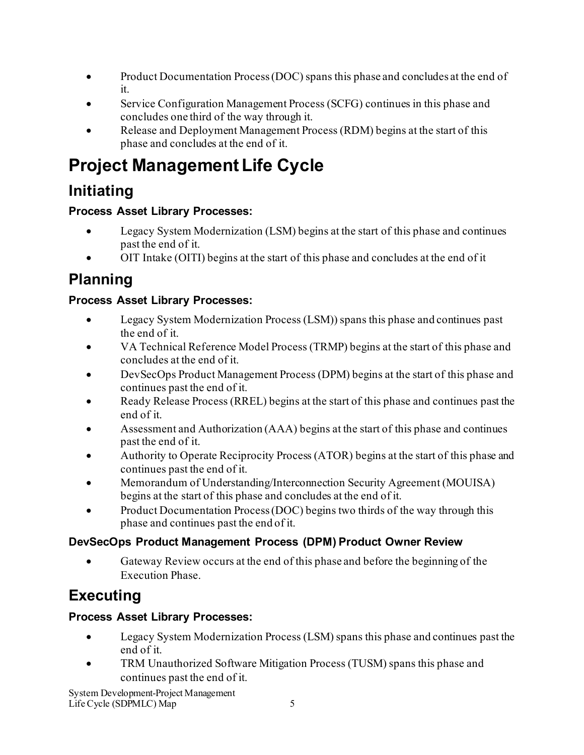- Product Documentation Process (DOC) spans this phase and concludes at the end of it.
- Service Configuration Management Process (SCFG) continues in this phase and concludes one third of the way through it.
- Release and Deployment Management Process (RDM) begins at the start of this phase and concludes at the end of it.

# Project Management Life Cycle

## Initiating

### Process Asset Library Processes:

- Legacy System Modernization (LSM) begins at the start of this phase and continues past the end of it.
- OIT Intake (OITI) begins at the start of this phase and concludes at the end of it

## Planning

### Process Asset Library Processes:

- Legacy System Modernization Process (LSM)) spans this phase and continues past the end of it.
- VA Technical Reference Model Process (TRMP) begins at the start of this phase and concludes at the end of it.
- DevSecOps Product Management Process (DPM) begins at the start of this phase and continues past the end of it.
- Ready Release Process (RREL) begins at the start of this phase and continues past the end of it.
- Assessment and Authorization (AAA) begins at the start of this phase and continues past the end of it.
- Authority to Operate Reciprocity Process (ATOR) begins at the start of this phase and continues past the end of it.
- Memorandum of Understanding/Interconnection Security Agreement (MOUISA) begins at the start of this phase and concludes at the end of it.
- Product Documentation Process (DOC) begins two thirds of the way through this phase and continues past the end of it.

### DevSecOps Product Management Process (DPM) Product Owner Review

- Gateway Review occurs at the end of this phase and before the beginning of the Execution Phase.

## Executing

### Process Asset Library Processes:

- Legacy System Modernization Process (LSM) spans this phase and continues past the end of it.
- TRM Unauthorized Software Mitigation Process (TUSM) spans this phase and continues past the end of it.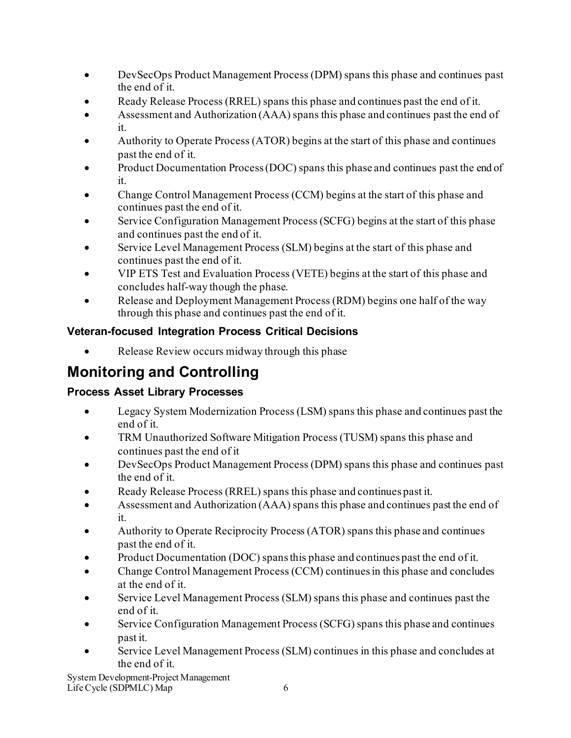- DevSecOps Product Management Process (DPM) spans this phase and continues past the end of it.
- Ready Release Process (RREL) spans this phase and continues past the end of it.
- Assessment and Authorization (AAA) spans this phase and continues past the end of it.
- Authority to Operate Process (ATOR) begins at the start of this phase and continues past the end of it.
- Product Documentation Process (DOC) spans this phase and continues past the end of it.
- Change Control Management Process (CCM) begins at the start of this phase and continues past the end of it.
- Service Configuration Management Process (SCFG) begins at the start of this phase and continues past the end of it.
- Service Level Management Process (SLM) begins at the start of this phase and continues past the end of it.
- VIP ETS Test and Evaluation Process (VETE) begins at the start of this phase and concludes half-way though the phase.
- Release and Deployment Management Process (RDM) begins one half of the way through this phase and continues past the end of it.

### Veteran-focused Integration Process Critical Decisions

- Release Review occurs midway through this phase

## Monitoring and Controlling

### Process Asset Library Processes

- Legacy System Modernization Process (LSM) spans this phase and continues past the end of it.
- TRM Unauthorized Software Mitigation Process (TUSM) spans this phase and continues past the end of it
- DevSecOps Product Management Process (DPM) spans this phase and continues past the end of it.
- Ready Release Process (RREL) spans this phase and continues past it.
- Assessment and Authorization (AAA) spans this phase and continues past the end of it.
- Authority to Operate Reciprocity Process (ATOR) spans this phase and continues past the end of it.
- Product Documentation (DOC) spans this phase and continues past the end of it.
- Change Control Management Process (CCM) continues in this phase and concludes at the end of it.
- Service Level Management Process (SLM) spans this phase and continues past the end of it.
- Service Configuration Management Process (SCFG) spans this phase and continues past it.
- Service Level Management Process (SLM) continues in this phase and concludes at the end of it.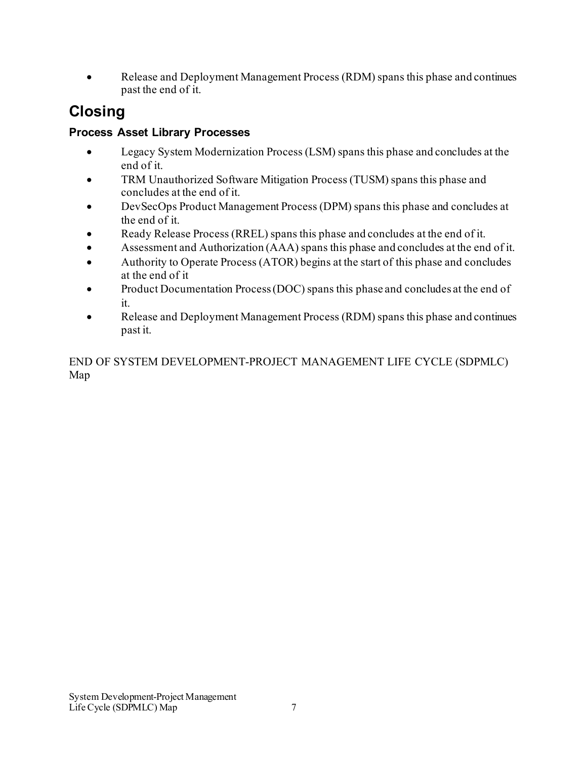- Release and Deployment Management Process (RDM) spans this phase and continues past the end of it.

## Closing

### Process Asset Library Processes

- Legacy System Modernization Process (LSM) spans this phase and concludes at the end of it.
- TRM Unauthorized Software Mitigation Process (TUSM) spans this phase and concludes at the end of it.
- DevSecOps Product Management Process (DPM) spans this phase and concludes at the end of it.
- Ready Release Process (RREL) spans this phase and concludes at the end of it.
- Assessment and Authorization (AAA) spans this phase and concludes at the end of it.
- Authority to Operate Process (ATOR) begins at the start of this phase and concludes at the end of it
- Product Documentation Process (DOC) spans this phase and concludes at the end of it.
- Release and Deployment Management Process (RDM) spans this phase and continues past it.

END OF SYSTEM DEVELOPMENT-PROJECT MANAGEMENT LIFE CYCLE (SDPMLC) Map